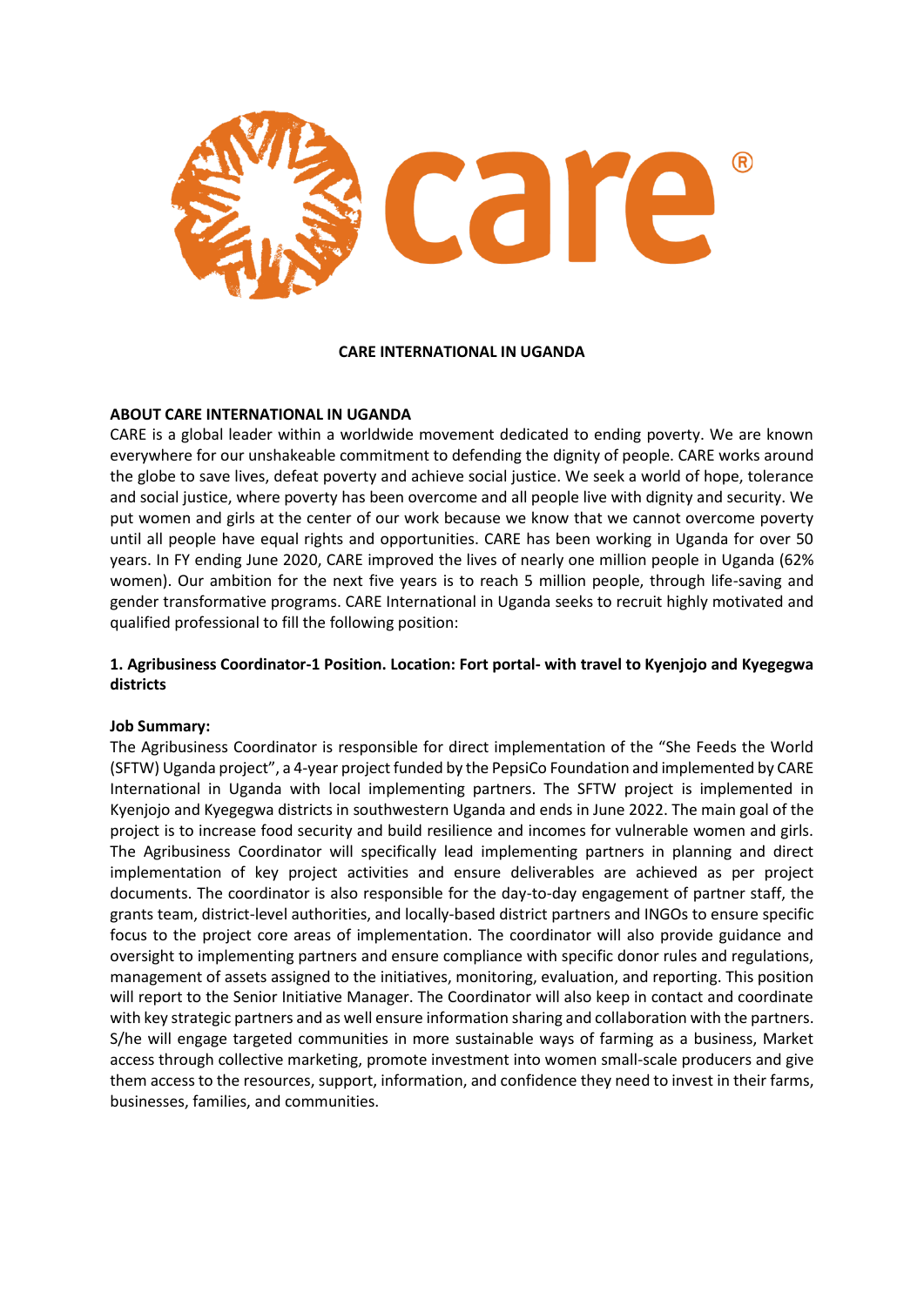**CARE INTERNATIONAL IN UGANDA**

**ABOUT CARE INTERNATIONAL IN UGANDA**

CARE is a global leader within a worldwide movement dedicated to ending poverty. We are known everywhere for our unshakeable commitment to defending the dignity of people. CARE works around the globe to save lives, defeat poverty and achieve social justice. We seek a world of hope, tolerance and social justice, where poverty has been overcome and all people live with dignity and security. We put women and girls at the center of our work because we know that we cannot overcome poverty until all people have equal rights and opportunities. CARE has been working in Uganda for over 50 years. In FY ending June 2020, CARE improved the lives of nearly one million people in Uganda (62% women). Our ambition for the next five years is to reach 5 million people, through life-saving and gender transformative programs. CARE International in Uganda seeks to recruit highly motivated and qualified professional to fill the following position:

**1. Agribusiness Coordinator-1 Position. Location: Fort portal- with travel to Kyenjojo and Kyegegwa districts**

**Job Summary:**

The Agribusiness Coordinator is responsible for direct implementation of the "She Feeds the World (SFTW) Uganda project", a 4-year project funded by the PepsiCo Foundation and implemented by CARE International in Uganda with local implementing partners. The SFTW project is implemented in Kyenjojo and Kyegegwa districts in southwestern Uganda and ends in June 2022. The main goal of the project is to increase food security and build resilience and incomes for vulnerable women and girls. The Agribusiness Coordinator will specifically lead implementing partners in planning and direct implementation of key project activities and ensure deliverables are achieved as per project documents. The coordinator is also responsible for the day-to-day engagement of partner staff, the grants team, district-level authorities, and locally-based district partners and INGOs to ensure specific focus to the project core areas of implementation. The coordinator will also provide guidance and oversight to implementing partners and ensure compliance with specific donor rules and regulations, management of assets assigned to the initiatives, monitoring, evaluation, and reporting. This position will report to the Senior Initiative Manager. The Coordinator will also keep in contact and coordinate with key strategic partners and as well ensure information sharing and collaboration with the partners. S/he will engage targeted communities in more sustainable ways of farming as a business, Market access through collective marketing, promote investment into women small-scale producers and give them access to the resources, support, information, and confidence they need to invest in their farms, businesses, families, and communities.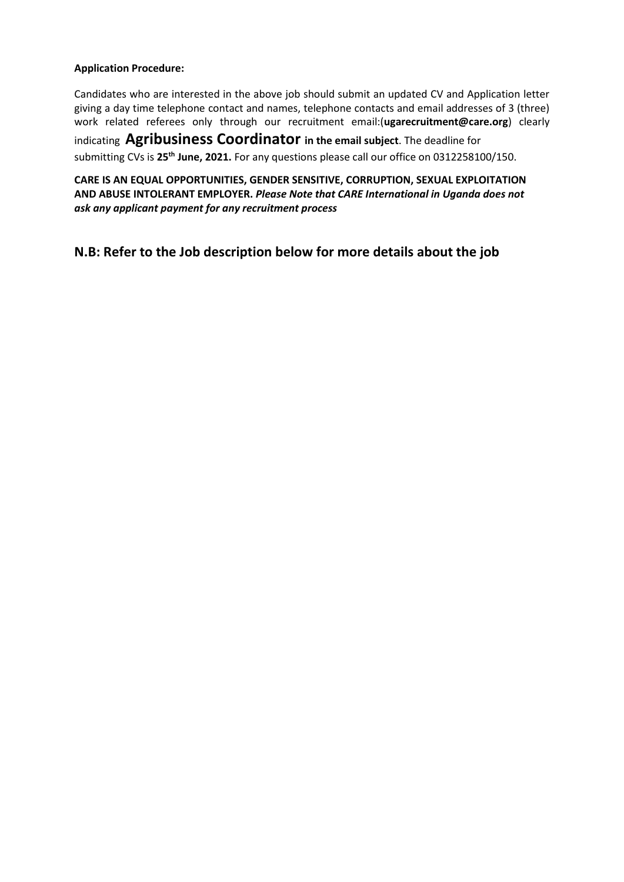**Application Procedure:**

Candidates who are interested in the above job should submit an updated CV and Application letter giving a day time telephone contact and names, telephone contacts and email addresses of 3 (three) work related referees only through our recruitment email:(**ugarecruitment@care.org**) clearly indicating **Agribusiness Coordinator in the email subject**. The deadline for submitting CVs is **25th June, 2021.** For any questions please call our office on 0312258100/150.

**CARE IS AN EQUAL OPPORTUNITIES, GENDER SENSITIVE, CORRUPTION, SEXUAL EXPLOITATION AND ABUSE INTOLERANT EMPLOYER.** ***Please Note that CARE International in Uganda does not ask any applicant payment for any recruitment process***

## N.B: Refer to the Job description below for more details about the job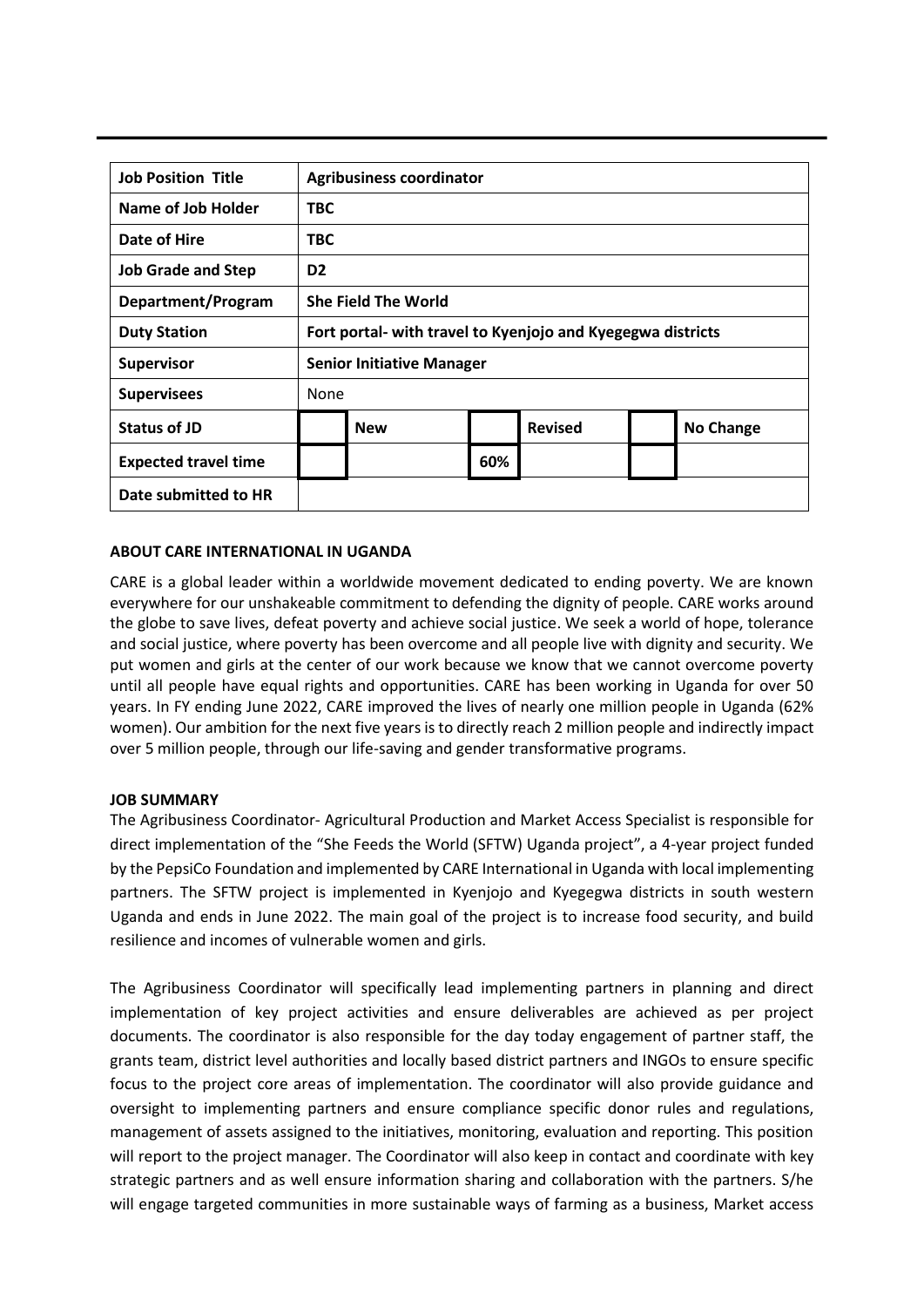| Job Position Title | Agribusiness coordinator | | | | | |
|---|---|---|---|---|---|---|
| Name of Job Holder | TBC | | | | | |
| Date of Hire | TBC | | | | | |
| Job Grade and Step | D2 | | | | | |
| Department/Program | She Field The World | | | | | |
| Duty Station | Fort portal- with travel to Kyenjojo and Kyegegwa districts | | | | | |
| Supervisor | Senior Initiative Manager | | | | | |
| Supervisees | None | | | | | |
| Status of JD | | New | | Revised | | No Change |
| Expected travel time | | | 60% | | | |
| Date submitted to HR | | | | | | |

**ABOUT CARE INTERNATIONAL IN UGANDA**

CARE is a global leader within a worldwide movement dedicated to ending poverty. We are known everywhere for our unshakeable commitment to defending the dignity of people. CARE works around the globe to save lives, defeat poverty and achieve social justice. We seek a world of hope, tolerance and social justice, where poverty has been overcome and all people live with dignity and security. We put women and girls at the center of our work because we know that we cannot overcome poverty until all people have equal rights and opportunities. CARE has been working in Uganda for over 50 years. In FY ending June 2022, CARE improved the lives of nearly one million people in Uganda (62% women). Our ambition for the next five years is to directly reach 2 million people and indirectly impact over 5 million people, through our life-saving and gender transformative programs.

**JOB SUMMARY**

The Agribusiness Coordinator- Agricultural Production and Market Access Specialist is responsible for direct implementation of the "She Feeds the World (SFTW) Uganda project", a 4-year project funded by the PepsiCo Foundation and implemented by CARE International in Uganda with local implementing partners. The SFTW project is implemented in Kyenjojo and Kyegegwa districts in south western Uganda and ends in June 2022. The main goal of the project is to increase food security, and build resilience and incomes of vulnerable women and girls.

The Agribusiness Coordinator will specifically lead implementing partners in planning and direct implementation of key project activities and ensure deliverables are achieved as per project documents. The coordinator is also responsible for the day today engagement of partner staff, the grants team, district level authorities and locally based district partners and INGOs to ensure specific focus to the project core areas of implementation. The coordinator will also provide guidance and oversight to implementing partners and ensure compliance specific donor rules and regulations, management of assets assigned to the initiatives, monitoring, evaluation and reporting. This position will report to the project manager. The Coordinator will also keep in contact and coordinate with key strategic partners and as well ensure information sharing and collaboration with the partners. S/he will engage targeted communities in more sustainable ways of farming as a business, Market access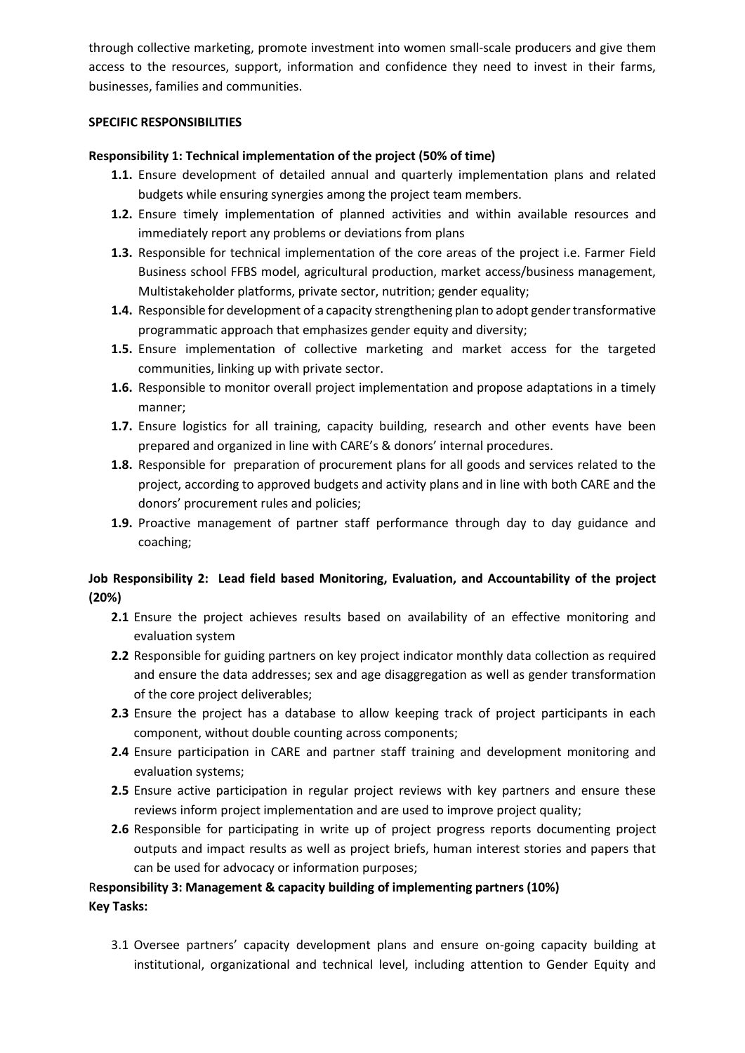through collective marketing, promote investment into women small-scale producers and give them access to the resources, support, information and confidence they need to invest in their farms, businesses, families and communities.

**SPECIFIC RESPONSIBILITIES**

**Responsibility 1: Technical implementation of the project (50% of time)**

- **1.1.** Ensure development of detailed annual and quarterly implementation plans and related budgets while ensuring synergies among the project team members.
- **1.2.** Ensure timely implementation of planned activities and within available resources and immediately report any problems or deviations from plans
- **1.3.** Responsible for technical implementation of the core areas of the project i.e. Farmer Field Business school FFBS model, agricultural production, market access/business management, Multistakeholder platforms, private sector, nutrition; gender equality;
- **1.4.** Responsible for development of a capacity strengthening plan to adopt gender transformative programmatic approach that emphasizes gender equity and diversity;
- **1.5.** Ensure implementation of collective marketing and market access for the targeted communities, linking up with private sector.
- **1.6.** Responsible to monitor overall project implementation and propose adaptations in a timely manner;
- **1.7.** Ensure logistics for all training, capacity building, research and other events have been prepared and organized in line with CARE's & donors' internal procedures.
- **1.8.** Responsible for preparation of procurement plans for all goods and services related to the project, according to approved budgets and activity plans and in line with both CARE and the donors' procurement rules and policies;
- **1.9.** Proactive management of partner staff performance through day to day guidance and coaching;

**Job Responsibility 2: Lead field based Monitoring, Evaluation, and Accountability of the project (20%)**

- **2.1** Ensure the project achieves results based on availability of an effective monitoring and evaluation system
- **2.2** Responsible for guiding partners on key project indicator monthly data collection as required and ensure the data addresses; sex and age disaggregation as well as gender transformation of the core project deliverables;
- **2.3** Ensure the project has a database to allow keeping track of project participants in each component, without double counting across components;
- **2.4** Ensure participation in CARE and partner staff training and development monitoring and evaluation systems;
- **2.5** Ensure active participation in regular project reviews with key partners and ensure these reviews inform project implementation and are used to improve project quality;
- **2.6** Responsible for participating in write up of project progress reports documenting project outputs and impact results as well as project briefs, human interest stories and papers that can be used for advocacy or information purposes;

R**esponsibility 3: Management & capacity building of implementing partners (10%)**
**Key Tasks:**

3.1 Oversee partners' capacity development plans and ensure on-going capacity building at institutional, organizational and technical level, including attention to Gender Equity and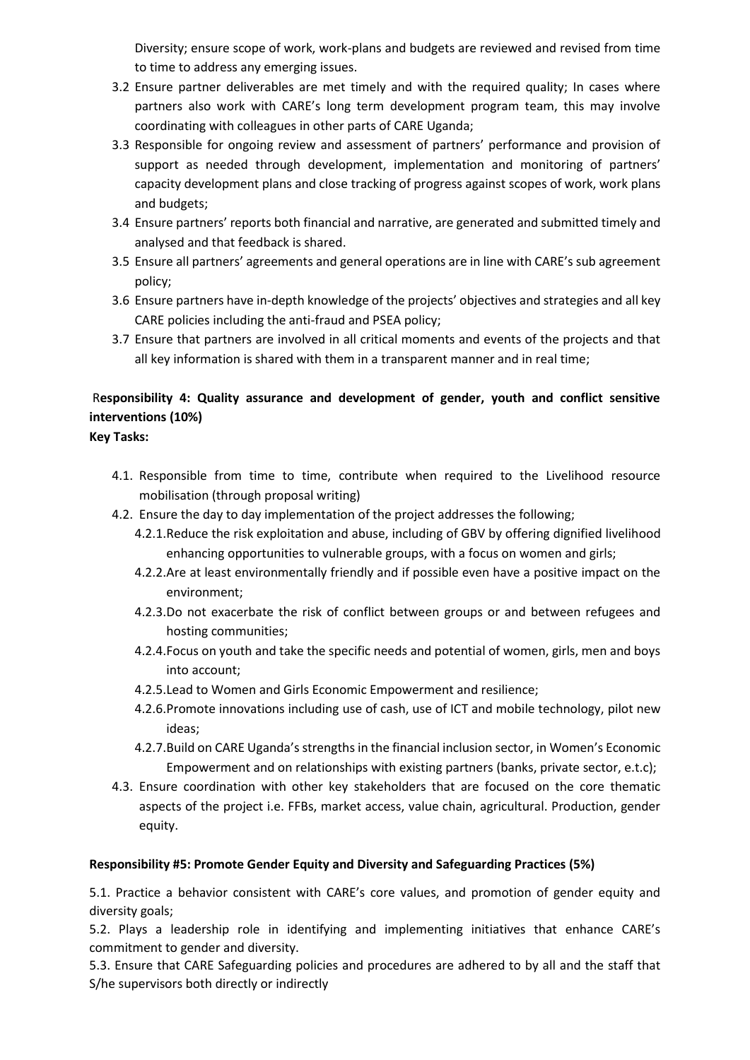Diversity; ensure scope of work, work-plans and budgets are reviewed and revised from time to time to address any emerging issues.

3.2 Ensure partner deliverables are met timely and with the required quality; In cases where partners also work with CARE's long term development program team, this may involve coordinating with colleagues in other parts of CARE Uganda;

3.3 Responsible for ongoing review and assessment of partners' performance and provision of support as needed through development, implementation and monitoring of partners' capacity development plans and close tracking of progress against scopes of work, work plans and budgets;

3.4 Ensure partners' reports both financial and narrative, are generated and submitted timely and analysed and that feedback is shared.

3.5 Ensure all partners' agreements and general operations are in line with CARE's sub agreement policy;

3.6 Ensure partners have in-depth knowledge of the projects' objectives and strategies and all key CARE policies including the anti-fraud and PSEA policy;

3.7 Ensure that partners are involved in all critical moments and events of the projects and that all key information is shared with them in a transparent manner and in real time;

**Responsibility 4: Quality assurance and development of gender, youth and conflict sensitive interventions (10%)**

**Key Tasks:**

4.1. Responsible from time to time, contribute when required to the Livelihood resource mobilisation (through proposal writing)

4.2. Ensure the day to day implementation of the project addresses the following;

4.2.1. Reduce the risk exploitation and abuse, including of GBV by offering dignified livelihood enhancing opportunities to vulnerable groups, with a focus on women and girls;

4.2.2. Are at least environmentally friendly and if possible even have a positive impact on the environment;

4.2.3. Do not exacerbate the risk of conflict between groups or and between refugees and hosting communities;

4.2.4. Focus on youth and take the specific needs and potential of women, girls, men and boys into account;

4.2.5. Lead to Women and Girls Economic Empowerment and resilience;

4.2.6. Promote innovations including use of cash, use of ICT and mobile technology, pilot new ideas;

4.2.7. Build on CARE Uganda's strengths in the financial inclusion sector, in Women's Economic Empowerment and on relationships with existing partners (banks, private sector, e.t.c);

4.3. Ensure coordination with other key stakeholders that are focused on the core thematic aspects of the project i.e. FFBs, market access, value chain, agricultural. Production, gender equity.

**Responsibility #5: Promote Gender Equity and Diversity and Safeguarding Practices (5%)**

5.1. Practice a behavior consistent with CARE's core values, and promotion of gender equity and diversity goals;

5.2. Plays a leadership role in identifying and implementing initiatives that enhance CARE's commitment to gender and diversity.

5.3. Ensure that CARE Safeguarding policies and procedures are adhered to by all and the staff that S/he supervisors both directly or indirectly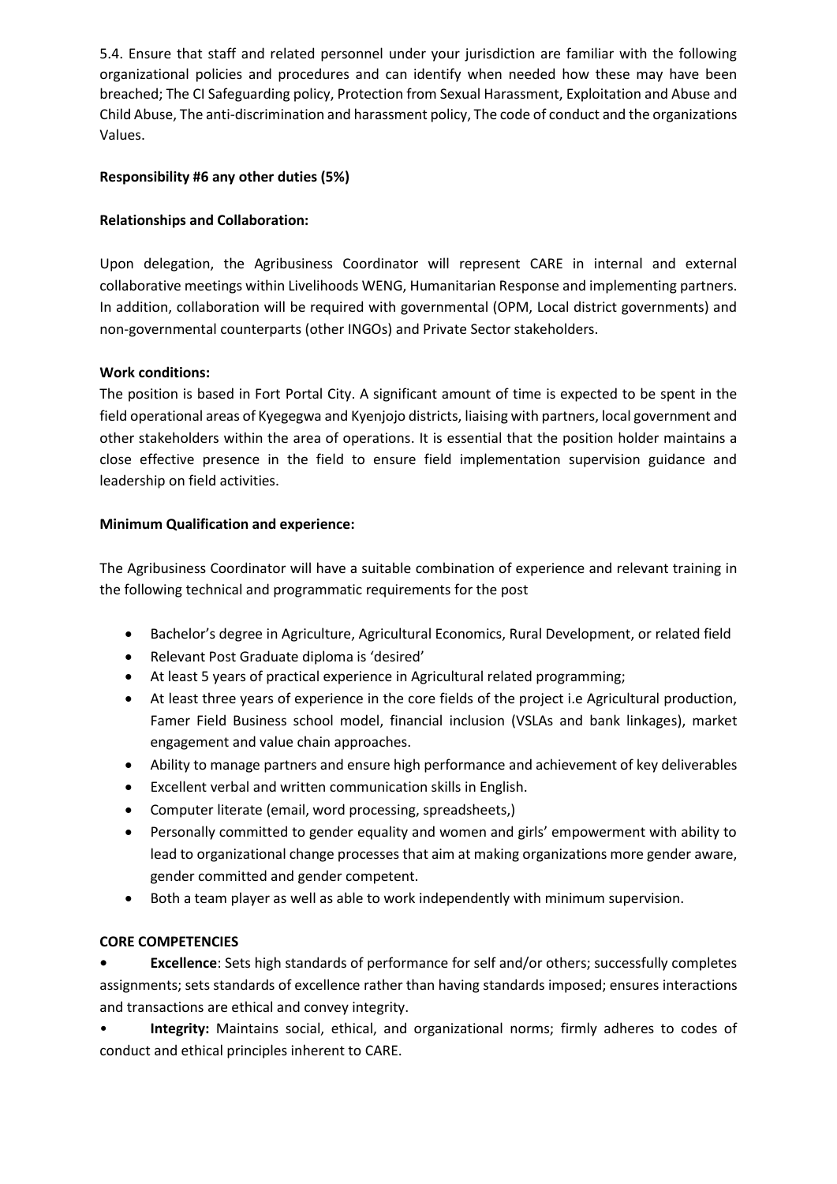5.4. Ensure that staff and related personnel under your jurisdiction are familiar with the following organizational policies and procedures and can identify when needed how these may have been breached; The CI Safeguarding policy, Protection from Sexual Harassment, Exploitation and Abuse and Child Abuse, The anti-discrimination and harassment policy, The code of conduct and the organizations Values.

**Responsibility #6 any other duties (5%)**

**Relationships and Collaboration:**

Upon delegation, the Agribusiness Coordinator will represent CARE in internal and external collaborative meetings within Livelihoods WENG, Humanitarian Response and implementing partners. In addition, collaboration will be required with governmental (OPM, Local district governments) and non-governmental counterparts (other INGOs) and Private Sector stakeholders.

**Work conditions:**

The position is based in Fort Portal City. A significant amount of time is expected to be spent in the field operational areas of Kyegegwa and Kyenjojo districts, liaising with partners, local government and other stakeholders within the area of operations. It is essential that the position holder maintains a close effective presence in the field to ensure field implementation supervision guidance and leadership on field activities.

**Minimum Qualification and experience:**

The Agribusiness Coordinator will have a suitable combination of experience and relevant training in the following technical and programmatic requirements for the post

- Bachelor's degree in Agriculture, Agricultural Economics, Rural Development, or related field
- Relevant Post Graduate diploma is 'desired'
- At least 5 years of practical experience in Agricultural related programming;
- At least three years of experience in the core fields of the project i.e Agricultural production, Famer Field Business school model, financial inclusion (VSLAs and bank linkages), market engagement and value chain approaches.
- Ability to manage partners and ensure high performance and achievement of key deliverables
- Excellent verbal and written communication skills in English.
- Computer literate (email, word processing, spreadsheets,)
- Personally committed to gender equality and women and girls' empowerment with ability to lead to organizational change processes that aim at making organizations more gender aware, gender committed and gender competent.
- Both a team player as well as able to work independently with minimum supervision.

**CORE COMPETENCIES**

- **Excellence**: Sets high standards of performance for self and/or others; successfully completes assignments; sets standards of excellence rather than having standards imposed; ensures interactions and transactions are ethical and convey integrity.
- **Integrity:** Maintains social, ethical, and organizational norms; firmly adheres to codes of conduct and ethical principles inherent to CARE.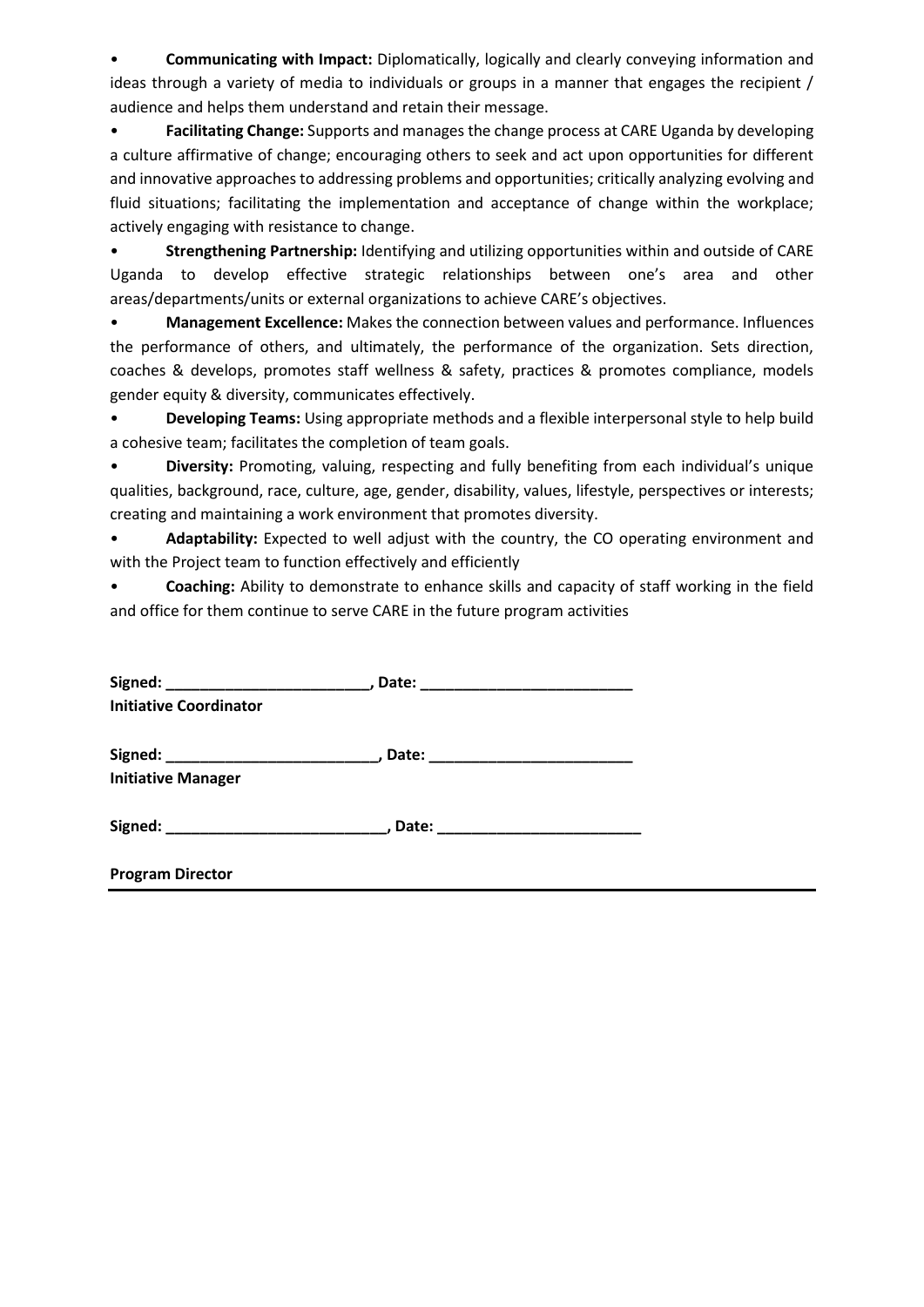- **Communicating with Impact:** Diplomatically, logically and clearly conveying information and ideas through a variety of media to individuals or groups in a manner that engages the recipient / audience and helps them understand and retain their message.
- **Facilitating Change:** Supports and manages the change process at CARE Uganda by developing a culture affirmative of change; encouraging others to seek and act upon opportunities for different and innovative approaches to addressing problems and opportunities; critically analyzing evolving and fluid situations; facilitating the implementation and acceptance of change within the workplace; actively engaging with resistance to change.
- **Strengthening Partnership:** Identifying and utilizing opportunities within and outside of CARE Uganda to develop effective strategic relationships between one's area and other areas/departments/units or external organizations to achieve CARE's objectives.
- **Management Excellence:** Makes the connection between values and performance. Influences the performance of others, and ultimately, the performance of the organization. Sets direction, coaches & develops, promotes staff wellness & safety, practices & promotes compliance, models gender equity & diversity, communicates effectively.
- **Developing Teams:** Using appropriate methods and a flexible interpersonal style to help build a cohesive team; facilitates the completion of team goals.
- **Diversity:** Promoting, valuing, respecting and fully benefiting from each individual's unique qualities, background, race, culture, age, gender, disability, values, lifestyle, perspectives or interests; creating and maintaining a work environment that promotes diversity.
- **Adaptability:** Expected to well adjust with the country, the CO operating environment and with the Project team to function effectively and efficiently
- **Coaching:** Ability to demonstrate to enhance skills and capacity of staff working in the field and office for them continue to serve CARE in the future program activities

**Signed: ________________________, Date: _________________________**
**Initiative Coordinator**

**Signed: _________________________, Date: ________________________**
**Initiative Manager**

**Signed: __________________________, Date: ________________________**

**Program Director**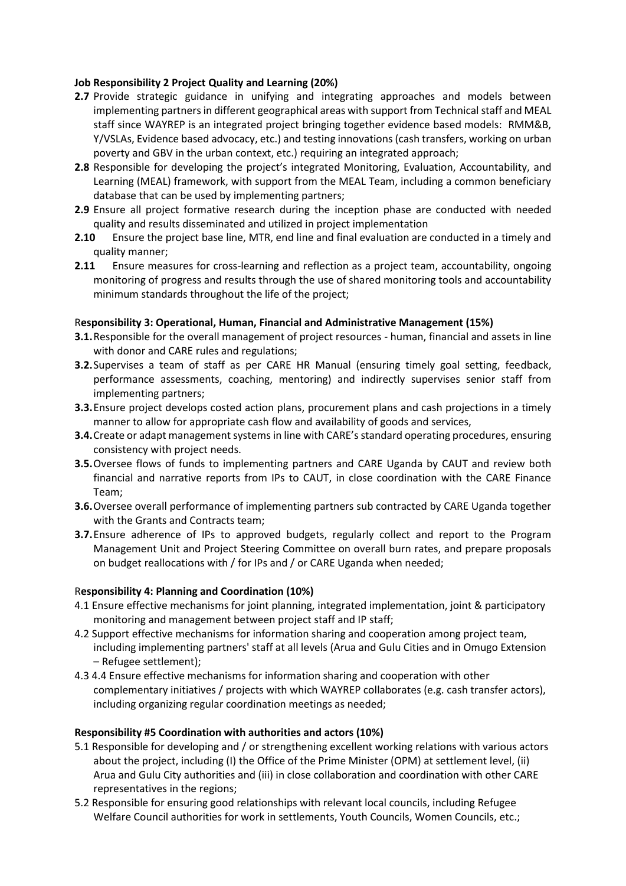**Job Responsibility 2 Project Quality and Learning (20%)**

**2.7** Provide strategic guidance in unifying and integrating approaches and models between implementing partners in different geographical areas with support from Technical staff and MEAL staff since WAYREP is an integrated project bringing together evidence based models: RMM&B, Y/VSLAs, Evidence based advocacy, etc.) and testing innovations (cash transfers, working on urban poverty and GBV in the urban context, etc.) requiring an integrated approach;

**2.8** Responsible for developing the project's integrated Monitoring, Evaluation, Accountability, and Learning (MEAL) framework, with support from the MEAL Team, including a common beneficiary database that can be used by implementing partners;

**2.9** Ensure all project formative research during the inception phase are conducted with needed quality and results disseminated and utilized in project implementation

**2.10** Ensure the project base line, MTR, end line and final evaluation are conducted in a timely and quality manner;

**2.11** Ensure measures for cross-learning and reflection as a project team, accountability, ongoing monitoring of progress and results through the use of shared monitoring tools and accountability minimum standards throughout the life of the project;

R**esponsibility 3: Operational, Human, Financial and Administrative Management (15%)**

**3.1.** Responsible for the overall management of project resources - human, financial and assets in line with donor and CARE rules and regulations;

**3.2.** Supervises a team of staff as per CARE HR Manual (ensuring timely goal setting, feedback, performance assessments, coaching, mentoring) and indirectly supervises senior staff from implementing partners;

**3.3.** Ensure project develops costed action plans, procurement plans and cash projections in a timely manner to allow for appropriate cash flow and availability of goods and services,

**3.4.** Create or adapt management systems in line with CARE's standard operating procedures, ensuring consistency with project needs.

**3.5.** Oversee flows of funds to implementing partners and CARE Uganda by CAUT and review both financial and narrative reports from IPs to CAUT, in close coordination with the CARE Finance Team;

**3.6.** Oversee overall performance of implementing partners sub contracted by CARE Uganda together with the Grants and Contracts team;

**3.7.** Ensure adherence of IPs to approved budgets, regularly collect and report to the Program Management Unit and Project Steering Committee on overall burn rates, and prepare proposals on budget reallocations with / for IPs and / or CARE Uganda when needed;

R**esponsibility 4: Planning and Coordination (10%)**

4.1 Ensure effective mechanisms for joint planning, integrated implementation, joint & participatory monitoring and management between project staff and IP staff;

4.2 Support effective mechanisms for information sharing and cooperation among project team, including implementing partners' staff at all levels (Arua and Gulu Cities and in Omugo Extension – Refugee settlement);

4.3 4.4 Ensure effective mechanisms for information sharing and cooperation with other complementary initiatives / projects with which WAYREP collaborates (e.g. cash transfer actors), including organizing regular coordination meetings as needed;

**Responsibility #5 Coordination with authorities and actors (10%)**

5.1 Responsible for developing and / or strengthening excellent working relations with various actors about the project, including (I) the Office of the Prime Minister (OPM) at settlement level, (ii) Arua and Gulu City authorities and (iii) in close collaboration and coordination with other CARE representatives in the regions;

5.2 Responsible for ensuring good relationships with relevant local councils, including Refugee Welfare Council authorities for work in settlements, Youth Councils, Women Councils, etc.;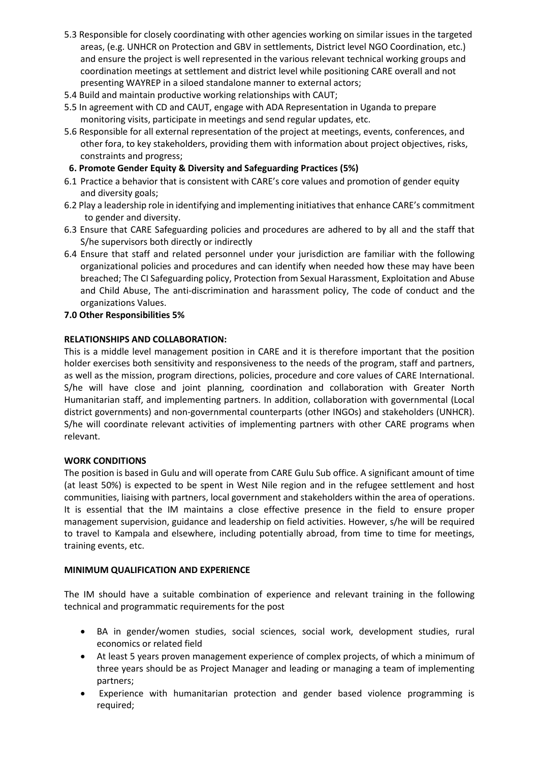5.3 Responsible for closely coordinating with other agencies working on similar issues in the targeted areas, (e.g. UNHCR on Protection and GBV in settlements, District level NGO Coordination, etc.) and ensure the project is well represented in the various relevant technical working groups and coordination meetings at settlement and district level while positioning CARE overall and not presenting WAYREP in a siloed standalone manner to external actors;

5.4 Build and maintain productive working relationships with CAUT;

5.5 In agreement with CD and CAUT, engage with ADA Representation in Uganda to prepare monitoring visits, participate in meetings and send regular updates, etc.

5.6 Responsible for all external representation of the project at meetings, events, conferences, and other fora, to key stakeholders, providing them with information about project objectives, risks, constraints and progress;

**6. Promote Gender Equity & Diversity and Safeguarding Practices (5%)**

6.1 Practice a behavior that is consistent with CARE's core values and promotion of gender equity and diversity goals;

6.2 Play a leadership role in identifying and implementing initiatives that enhance CARE's commitment to gender and diversity.

6.3 Ensure that CARE Safeguarding policies and procedures are adhered to by all and the staff that S/he supervisors both directly or indirectly

6.4 Ensure that staff and related personnel under your jurisdiction are familiar with the following organizational policies and procedures and can identify when needed how these may have been breached; The CI Safeguarding policy, Protection from Sexual Harassment, Exploitation and Abuse and Child Abuse, The anti-discrimination and harassment policy, The code of conduct and the organizations Values.

**7.0 Other Responsibilities 5%**

**RELATIONSHIPS AND COLLABORATION:**

This is a middle level management position in CARE and it is therefore important that the position holder exercises both sensitivity and responsiveness to the needs of the program, staff and partners, as well as the mission, program directions, policies, procedure and core values of CARE International. S/he will have close and joint planning, coordination and collaboration with Greater North Humanitarian staff, and implementing partners. In addition, collaboration with governmental (Local district governments) and non-governmental counterparts (other INGOs) and stakeholders (UNHCR). S/he will coordinate relevant activities of implementing partners with other CARE programs when relevant.

**WORK CONDITIONS**

The position is based in Gulu and will operate from CARE Gulu Sub office. A significant amount of time (at least 50%) is expected to be spent in West Nile region and in the refugee settlement and host communities, liaising with partners, local government and stakeholders within the area of operations. It is essential that the IM maintains a close effective presence in the field to ensure proper management supervision, guidance and leadership on field activities. However, s/he will be required to travel to Kampala and elsewhere, including potentially abroad, from time to time for meetings, training events, etc.

**MINIMUM QUALIFICATION AND EXPERIENCE**

The IM should have a suitable combination of experience and relevant training in the following technical and programmatic requirements for the post

- BA in gender/women studies, social sciences, social work, development studies, rural economics or related field
- At least 5 years proven management experience of complex projects, of which a minimum of three years should be as Project Manager and leading or managing a team of implementing partners;
- Experience with humanitarian protection and gender based violence programming is required;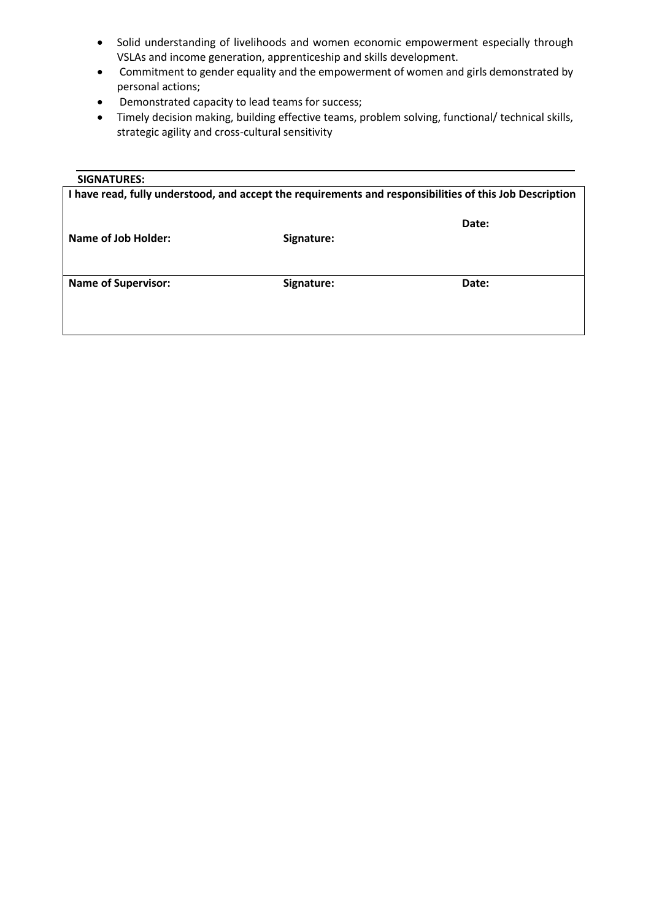- Solid understanding of livelihoods and women economic empowerment especially through VSLAs and income generation, apprenticeship and skills development.
- Commitment to gender equality and the empowerment of women and girls demonstrated by personal actions;
- Demonstrated capacity to lead teams for success;
- Timely decision making, building effective teams, problem solving, functional/ technical skills, strategic agility and cross-cultural sensitivity

**SIGNATURES:**

**I have read, fully understood, and accept the requirements and responsibilities of this Job Description**

| | | |
|---|---|---|
| **Name of Job Holder:** | **Signature:** | **Date:** |
| **Name of Supervisor:** | **Signature:** | **Date:** |